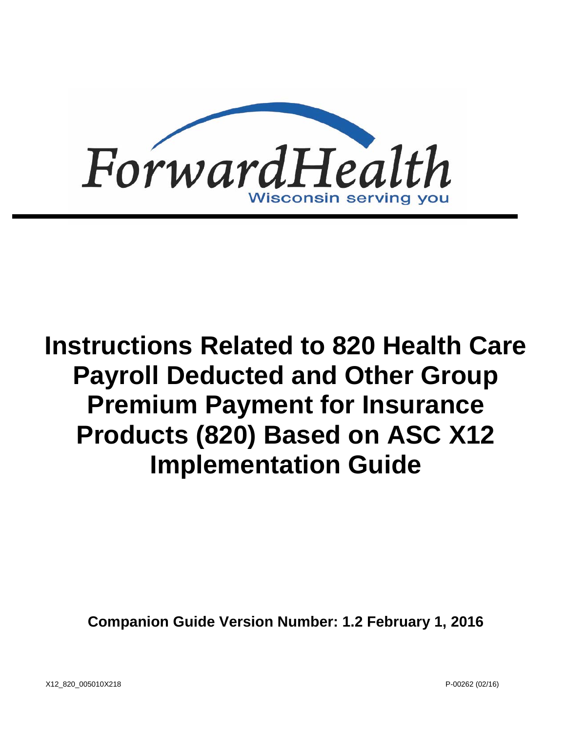ForwardHealth

Wisconsin serving you

# Instructions Related to 820 Health Care Payroll Deducted and Other Group Premium Payment for Insurance Products (820) Based on ASC X12 Implementation Guide

**Companion Guide Version Number: 1.2 February 1, 2016**

X12_820_005010X218

P-00262 (02/16)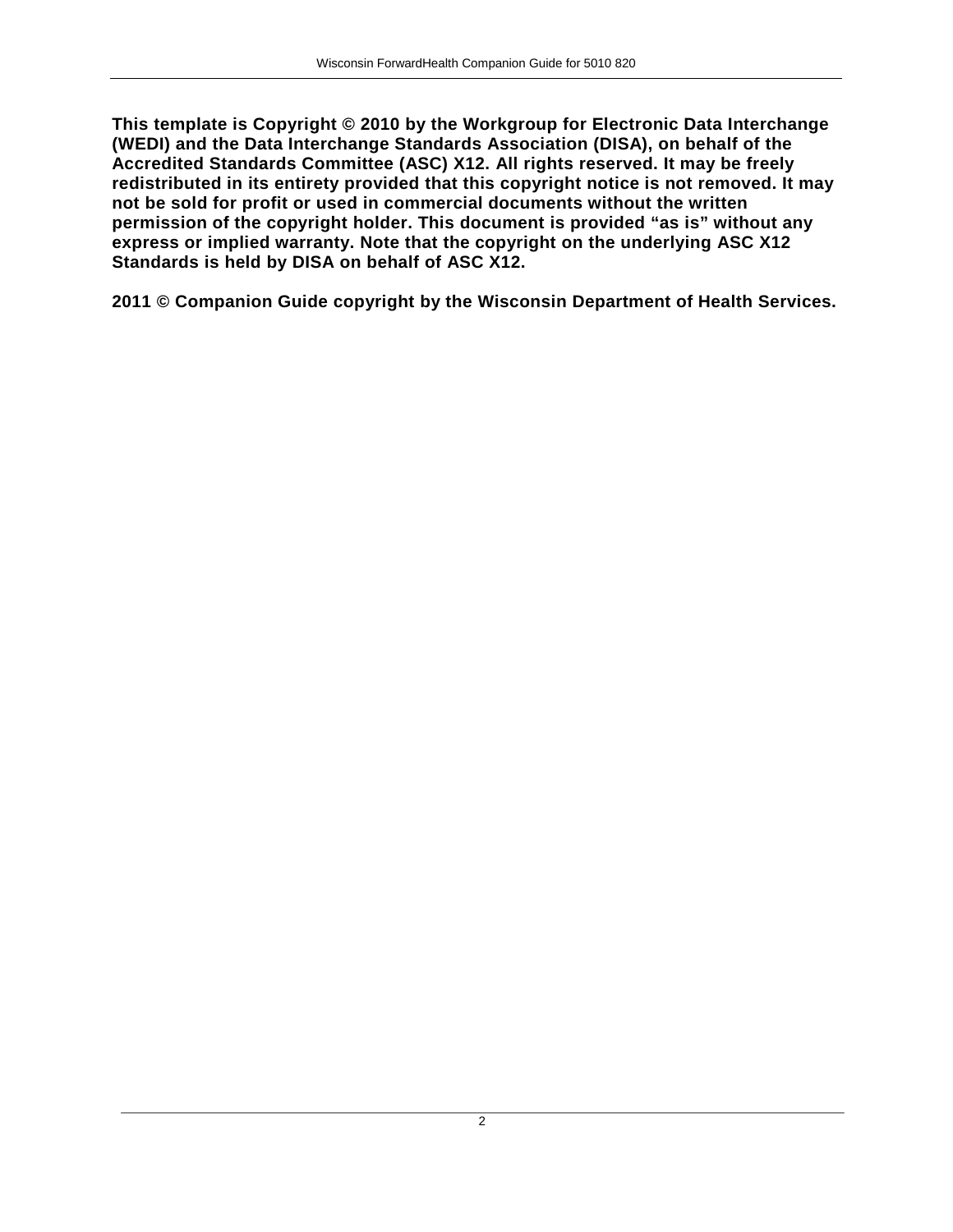**This template is Copyright © 2010 by the Workgroup for Electronic Data Interchange (WEDI) and the Data Interchange Standards Association (DISA), on behalf of the Accredited Standards Committee (ASC) X12. All rights reserved. It may be freely redistributed in its entirety provided that this copyright notice is not removed. It may not be sold for profit or used in commercial documents without the written permission of the copyright holder. This document is provided "as is" without any express or implied warranty. Note that the copyright on the underlying ASC X12 Standards is held by DISA on behalf of ASC X12.**

**2011 © Companion Guide copyright by the Wisconsin Department of Health Services.**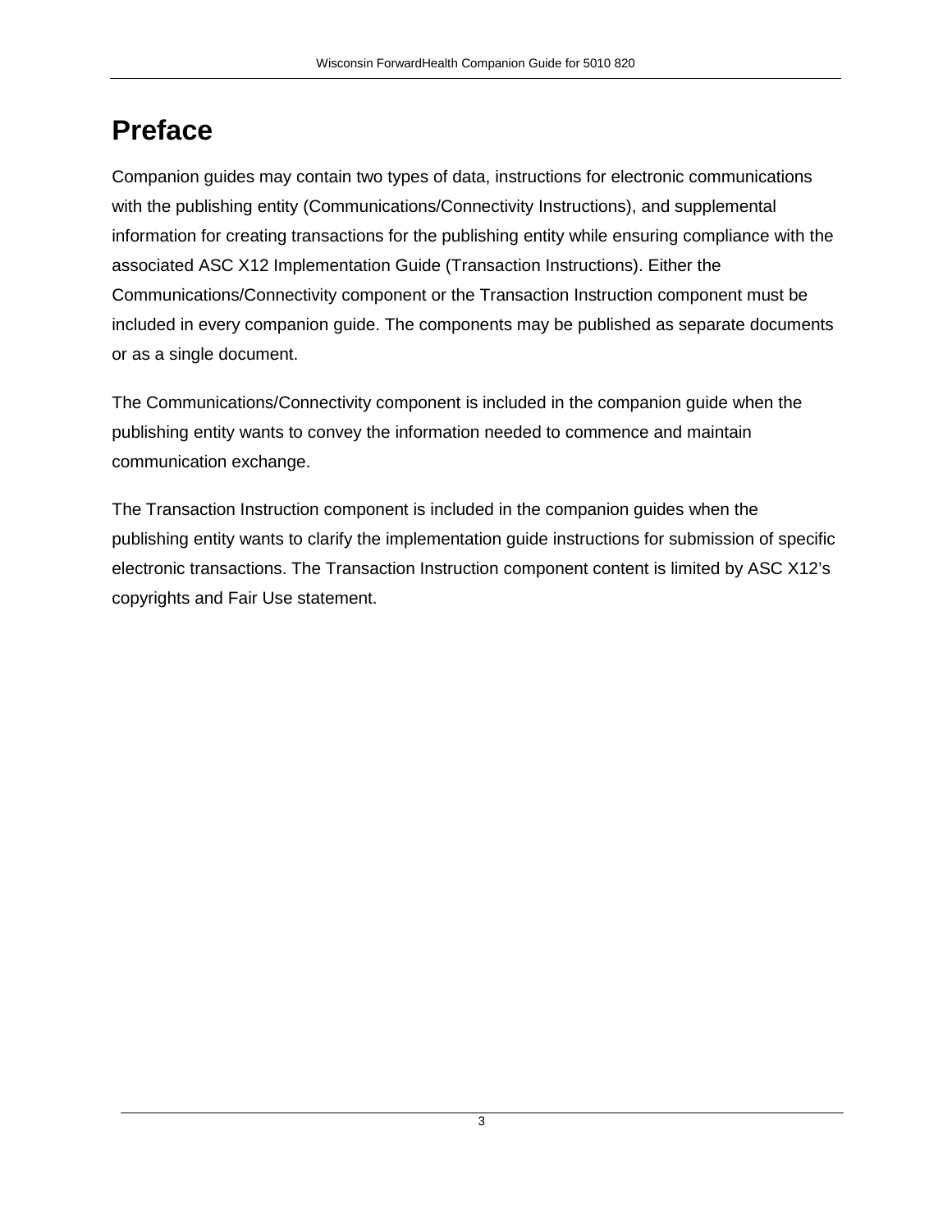# Preface

Companion guides may contain two types of data, instructions for electronic communications with the publishing entity (Communications/Connectivity Instructions), and supplemental information for creating transactions for the publishing entity while ensuring compliance with the associated ASC X12 Implementation Guide (Transaction Instructions). Either the Communications/Connectivity component or the Transaction Instruction component must be included in every companion guide. The components may be published as separate documents or as a single document.

The Communications/Connectivity component is included in the companion guide when the publishing entity wants to convey the information needed to commence and maintain communication exchange.

The Transaction Instruction component is included in the companion guides when the publishing entity wants to clarify the implementation guide instructions for submission of specific electronic transactions. The Transaction Instruction component content is limited by ASC X12's copyrights and Fair Use statement.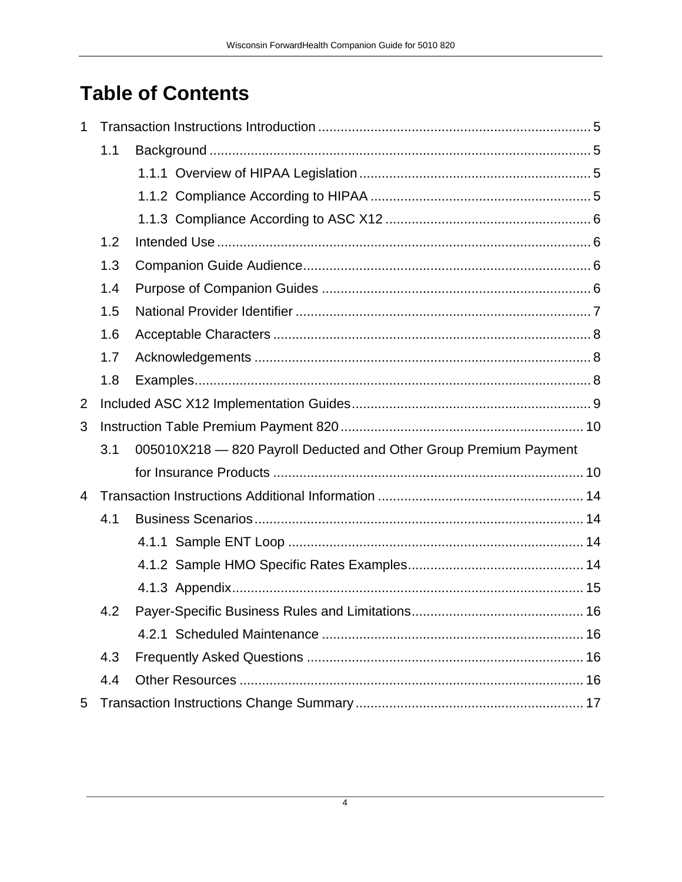# Table of Contents

1 Transaction Instructions Introduction ........................................................................ 5
- 1.1 Background ..................................................................................................... 5
  - 1.1.1 Overview of HIPAA Legislation ............................................................. 5
  - 1.1.2 Compliance According to HIPAA .......................................................... 5
  - 1.1.3 Compliance According to ASC X12 ...................................................... 6
- 1.2 Intended Use ................................................................................................... 6
- 1.3 Companion Guide Audience ............................................................................ 6
- 1.4 Purpose of Companion Guides ....................................................................... 6
- 1.5 National Provider Identifier .............................................................................. 7
- 1.6 Acceptable Characters .................................................................................... 8
- 1.7 Acknowledgements ......................................................................................... 8
- 1.8 Examples ......................................................................................................... 8

2 Included ASC X12 Implementation Guides ............................................................... 9

3 Instruction Table Premium Payment 820 ................................................................ 10
- 3.1 005010X218 — 820 Payroll Deducted and Other Group Premium Payment for Insurance Products .................................................................................. 10

4 Transaction Instructions Additional Information ...................................................... 14
- 4.1 Business Scenarios ....................................................................................... 14
  - 4.1.1 Sample ENT Loop .............................................................................. 14
  - 4.1.2 Sample HMO Specific Rates Examples .............................................. 14
  - 4.1.3 Appendix ............................................................................................. 15
- 4.2 Payer-Specific Business Rules and Limitations ............................................. 16
  - 4.2.1 Scheduled Maintenance ..................................................................... 16
- 4.3 Frequently Asked Questions ......................................................................... 16
- 4.4 Other Resources ........................................................................................... 16

5 Transaction Instructions Change Summary ............................................................ 17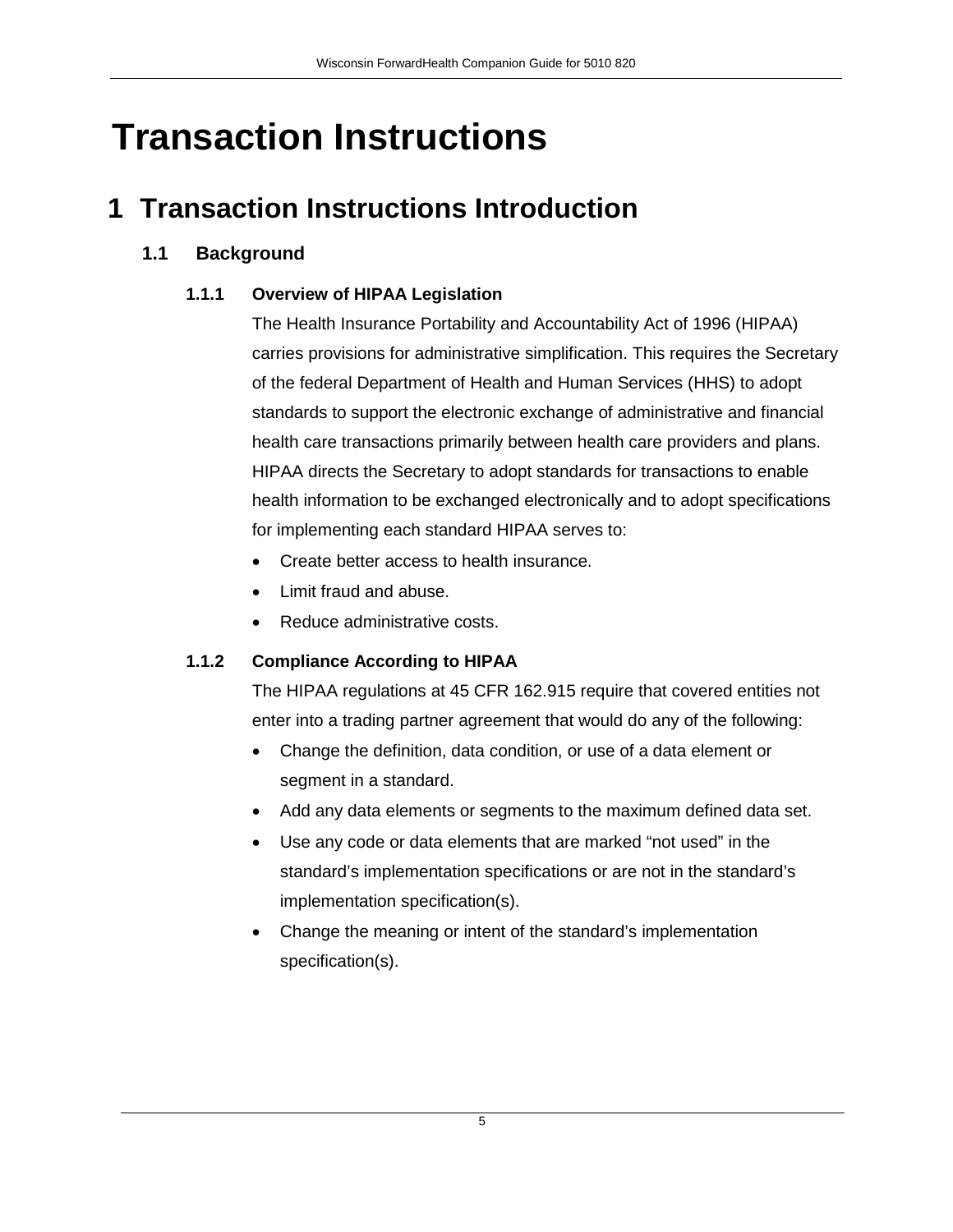# Transaction Instructions

## 1 Transaction Instructions Introduction

### 1.1 Background

#### 1.1.1 Overview of HIPAA Legislation

The Health Insurance Portability and Accountability Act of 1996 (HIPAA) carries provisions for administrative simplification. This requires the Secretary of the federal Department of Health and Human Services (HHS) to adopt standards to support the electronic exchange of administrative and financial health care transactions primarily between health care providers and plans. HIPAA directs the Secretary to adopt standards for transactions to enable health information to be exchanged electronically and to adopt specifications for implementing each standard HIPAA serves to:

- Create better access to health insurance.
- Limit fraud and abuse.
- Reduce administrative costs.

#### 1.1.2 Compliance According to HIPAA

The HIPAA regulations at 45 CFR 162.915 require that covered entities not enter into a trading partner agreement that would do any of the following:

- Change the definition, data condition, or use of a data element or segment in a standard.
- Add any data elements or segments to the maximum defined data set.
- Use any code or data elements that are marked “not used” in the standard’s implementation specifications or are not in the standard’s implementation specification(s).
- Change the meaning or intent of the standard’s implementation specification(s).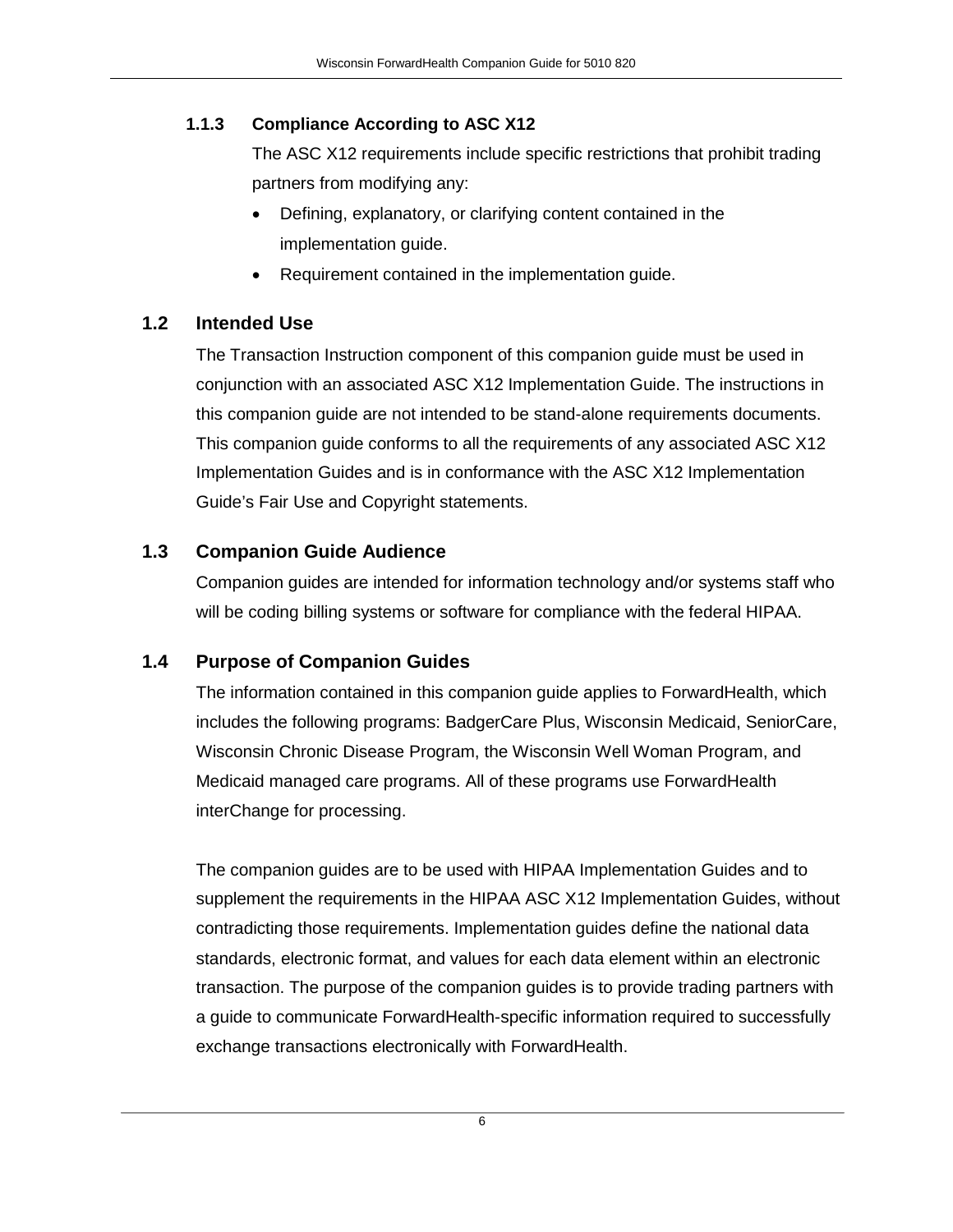### 1.1.3 Compliance According to ASC X12

The ASC X12 requirements include specific restrictions that prohibit trading partners from modifying any:

- Defining, explanatory, or clarifying content contained in the implementation guide.
- Requirement contained in the implementation guide.

## 1.2 Intended Use

The Transaction Instruction component of this companion guide must be used in conjunction with an associated ASC X12 Implementation Guide. The instructions in this companion guide are not intended to be stand-alone requirements documents. This companion guide conforms to all the requirements of any associated ASC X12 Implementation Guides and is in conformance with the ASC X12 Implementation Guide's Fair Use and Copyright statements.

## 1.3 Companion Guide Audience

Companion guides are intended for information technology and/or systems staff who will be coding billing systems or software for compliance with the federal HIPAA.

## 1.4 Purpose of Companion Guides

The information contained in this companion guide applies to ForwardHealth, which includes the following programs: BadgerCare Plus, Wisconsin Medicaid, SeniorCare, Wisconsin Chronic Disease Program, the Wisconsin Well Woman Program, and Medicaid managed care programs. All of these programs use ForwardHealth interChange for processing.

The companion guides are to be used with HIPAA Implementation Guides and to supplement the requirements in the HIPAA ASC X12 Implementation Guides, without contradicting those requirements. Implementation guides define the national data standards, electronic format, and values for each data element within an electronic transaction. The purpose of the companion guides is to provide trading partners with a guide to communicate ForwardHealth-specific information required to successfully exchange transactions electronically with ForwardHealth.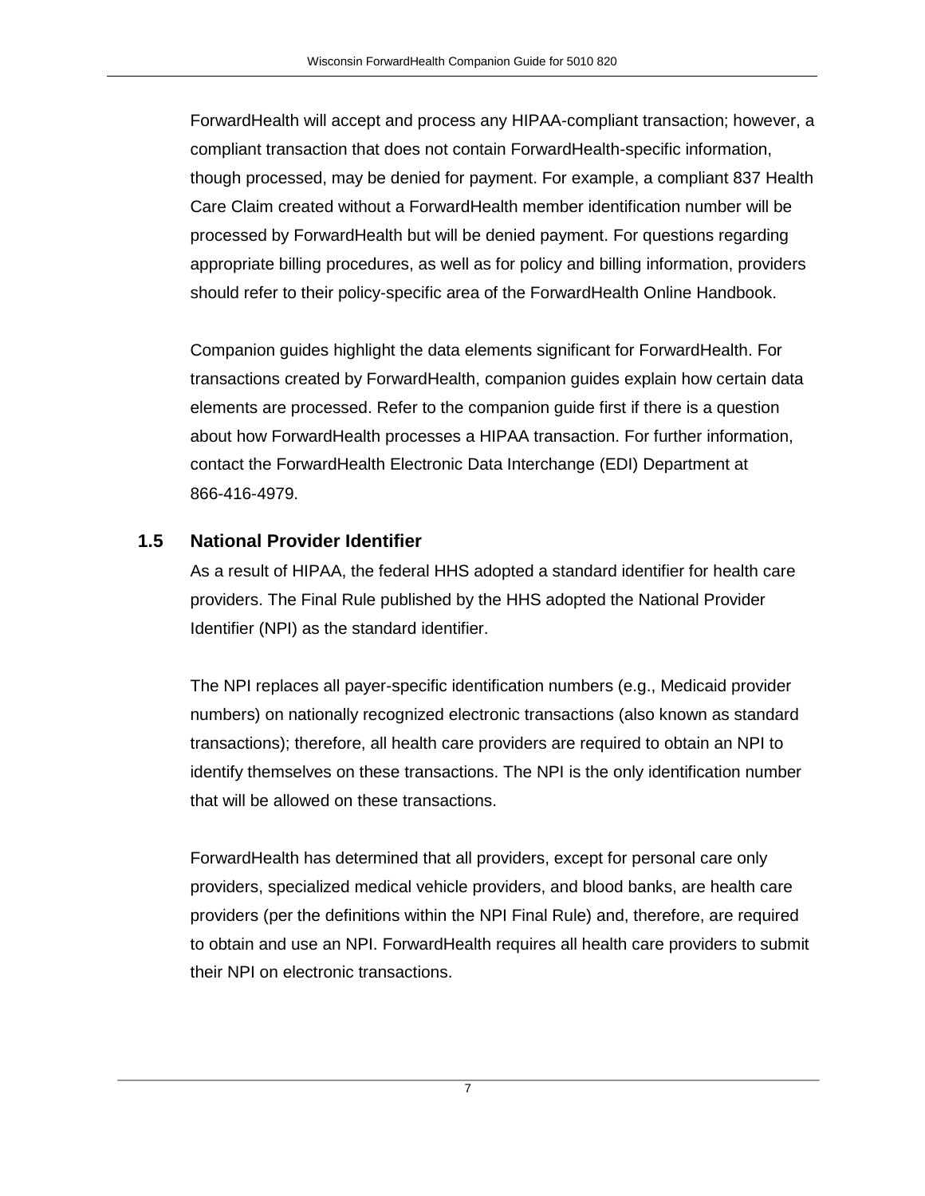ForwardHealth will accept and process any HIPAA-compliant transaction; however, a compliant transaction that does not contain ForwardHealth-specific information, though processed, may be denied for payment. For example, a compliant 837 Health Care Claim created without a ForwardHealth member identification number will be processed by ForwardHealth but will be denied payment. For questions regarding appropriate billing procedures, as well as for policy and billing information, providers should refer to their policy-specific area of the ForwardHealth Online Handbook.

Companion guides highlight the data elements significant for ForwardHealth. For transactions created by ForwardHealth, companion guides explain how certain data elements are processed. Refer to the companion guide first if there is a question about how ForwardHealth processes a HIPAA transaction. For further information, contact the ForwardHealth Electronic Data Interchange (EDI) Department at 866-416-4979.

## 1.5 National Provider Identifier

As a result of HIPAA, the federal HHS adopted a standard identifier for health care providers. The Final Rule published by the HHS adopted the National Provider Identifier (NPI) as the standard identifier.

The NPI replaces all payer-specific identification numbers (e.g., Medicaid provider numbers) on nationally recognized electronic transactions (also known as standard transactions); therefore, all health care providers are required to obtain an NPI to identify themselves on these transactions. The NPI is the only identification number that will be allowed on these transactions.

ForwardHealth has determined that all providers, except for personal care only providers, specialized medical vehicle providers, and blood banks, are health care providers (per the definitions within the NPI Final Rule) and, therefore, are required to obtain and use an NPI. ForwardHealth requires all health care providers to submit their NPI on electronic transactions.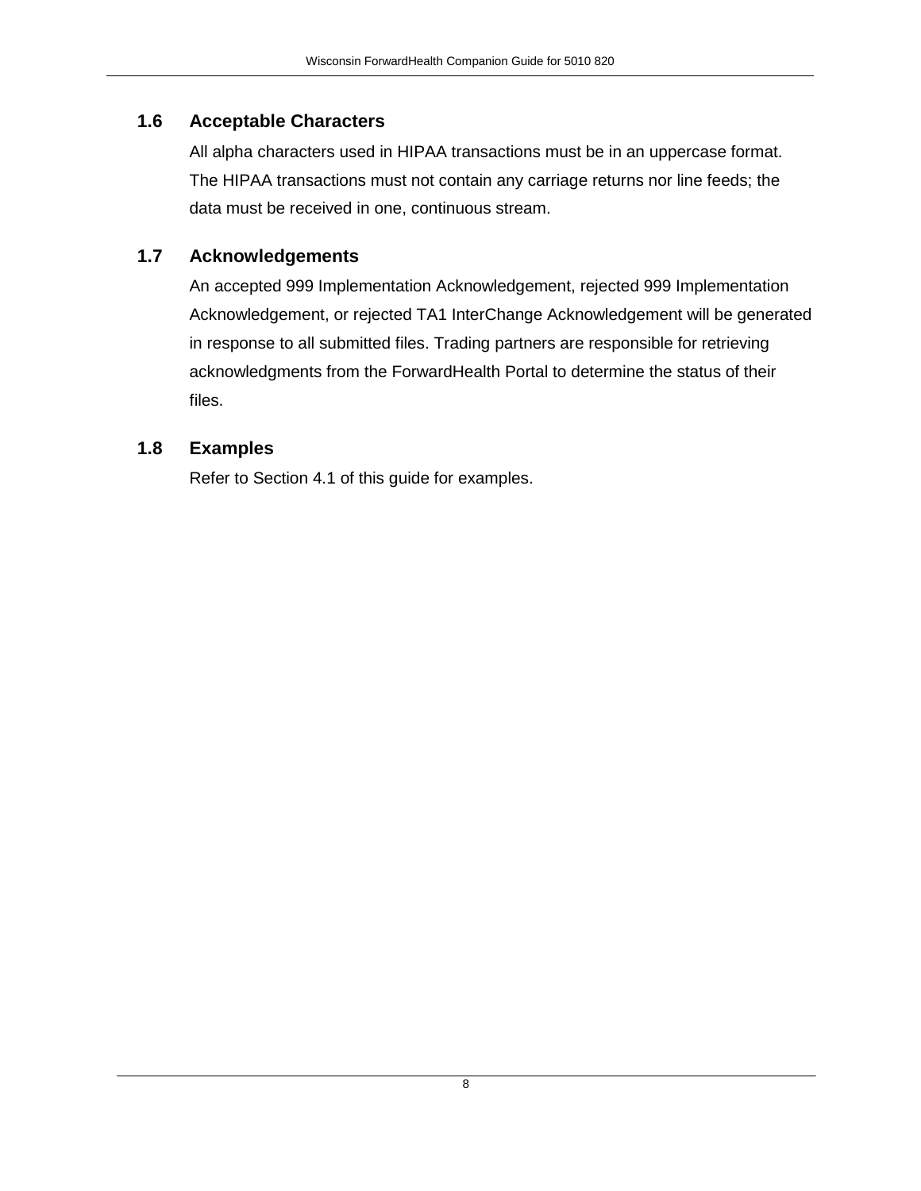## 1.6 Acceptable Characters

All alpha characters used in HIPAA transactions must be in an uppercase format. The HIPAA transactions must not contain any carriage returns nor line feeds; the data must be received in one, continuous stream.

## 1.7 Acknowledgements

An accepted 999 Implementation Acknowledgement, rejected 999 Implementation Acknowledgement, or rejected TA1 InterChange Acknowledgement will be generated in response to all submitted files. Trading partners are responsible for retrieving acknowledgments from the ForwardHealth Portal to determine the status of their files.

## 1.8 Examples

Refer to Section 4.1 of this guide for examples.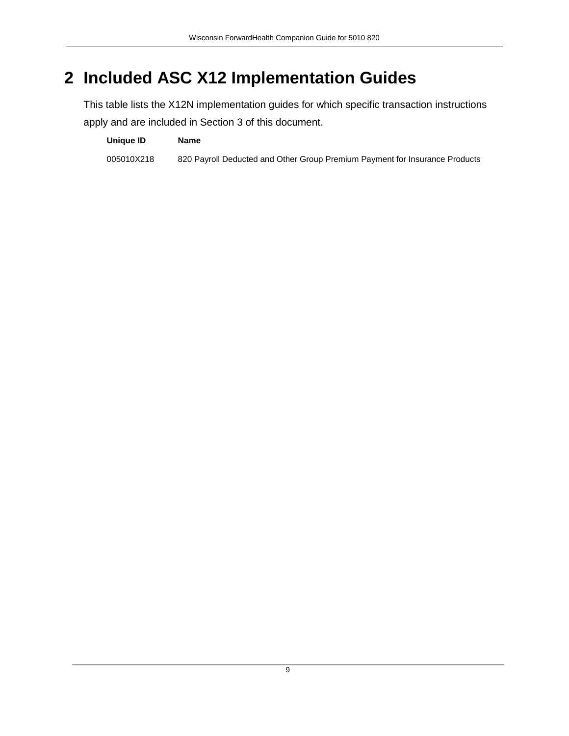# 2 Included ASC X12 Implementation Guides

This table lists the X12N implementation guides for which specific transaction instructions apply and are included in Section 3 of this document.

| Unique ID | Name |
|---|---|
| 005010X218 | 820 Payroll Deducted and Other Group Premium Payment for Insurance Products |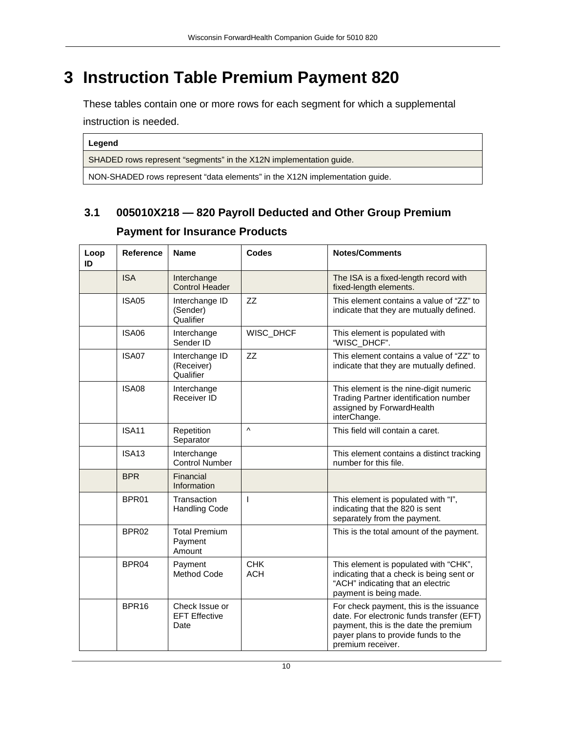# 3 Instruction Table Premium Payment 820

These tables contain one or more rows for each segment for which a supplemental instruction is needed.

| Legend |
|---|
| SHADED rows represent "segments" in the X12N implementation guide. |
| NON-SHADED rows represent "data elements" in the X12N implementation guide. |

## 3.1 005010X218 — 820 Payroll Deducted and Other Group Premium Payment for Insurance Products

| Loop ID | Reference | Name | Codes | Notes/Comments |
|---|---|---|---|---|
| | ISA | Interchange Control Header | | The ISA is a fixed-length record with fixed-length elements. |
| | ISA05 | Interchange ID (Sender) Qualifier | ZZ | This element contains a value of "ZZ" to indicate that they are mutually defined. |
| | ISA06 | Interchange Sender ID | WISC_DHCF | This element is populated with "WISC_DHCF". |
| | ISA07 | Interchange ID (Receiver) Qualifier | ZZ | This element contains a value of "ZZ" to indicate that they are mutually defined. |
| | ISA08 | Interchange Receiver ID | | This element is the nine-digit numeric Trading Partner identification number assigned by ForwardHealth interChange. |
| | ISA11 | Repetition Separator | ^ | This field will contain a caret. |
| | ISA13 | Interchange Control Number | | This element contains a distinct tracking number for this file. |
| | BPR | Financial Information | | |
| | BPR01 | Transaction Handling Code | I | This element is populated with "I", indicating that the 820 is sent separately from the payment. |
| | BPR02 | Total Premium Payment Amount | | This is the total amount of the payment. |
| | BPR04 | Payment Method Code | CHK<br>ACH | This element is populated with "CHK", indicating that a check is being sent or "ACH" indicating that an electric payment is being made. |
| | BPR16 | Check Issue or EFT Effective Date | | For check payment, this is the issuance date. For electronic funds transfer (EFT) payment, this is the date the premium payer plans to provide funds to the premium receiver. |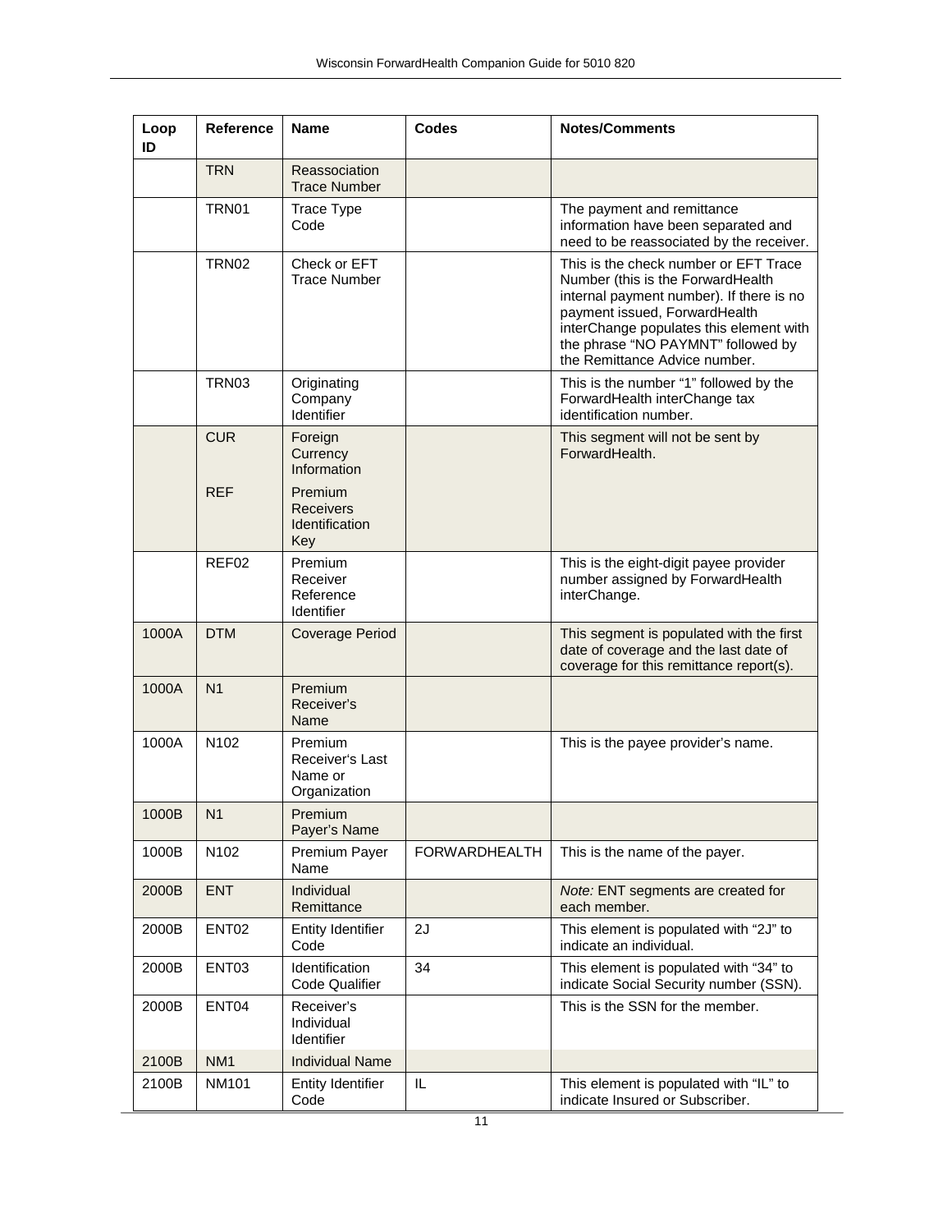| Loop ID | Reference | Name | Codes | Notes/Comments |
|---|---|---|---|---|
| | TRN | Reassociation Trace Number | | |
| | TRN01 | Trace Type Code | | The payment and remittance information have been separated and need to be reassociated by the receiver. |
| | TRN02 | Check or EFT Trace Number | | This is the check number or EFT Trace Number (this is the ForwardHealth internal payment number). If there is no payment issued, ForwardHealth interChange populates this element with the phrase "NO PAYMNT" followed by the Remittance Advice number. |
| | TRN03 | Originating Company Identifier | | This is the number "1" followed by the ForwardHealth interChange tax identification number. |
| | CUR | Foreign Currency Information | | This segment will not be sent by ForwardHealth. |
| | REF | Premium Receivers Identification Key | | |
| | REF02 | Premium Receiver Reference Identifier | | This is the eight-digit payee provider number assigned by ForwardHealth interChange. |
| 1000A | DTM | Coverage Period | | This segment is populated with the first date of coverage and the last date of coverage for this remittance report(s). |
| 1000A | N1 | Premium Receiver's Name | | |
| 1000A | N102 | Premium Receiver's Last Name or Organization | | This is the payee provider's name. |
| 1000B | N1 | Premium Payer's Name | | |
| 1000B | N102 | Premium Payer Name | FORWARDHEALTH | This is the name of the payer. |
| 2000B | ENT | Individual Remittance | | *Note:* ENT segments are created for each member. |
| 2000B | ENT02 | Entity Identifier Code | 2J | This element is populated with "2J" to indicate an individual. |
| 2000B | ENT03 | Identification Code Qualifier | 34 | This element is populated with "34" to indicate Social Security number (SSN). |
| 2000B | ENT04 | Receiver's Individual Identifier | | This is the SSN for the member. |
| 2100B | NM1 | Individual Name | | |
| 2100B | NM101 | Entity Identifier Code | IL | This element is populated with "IL" to indicate Insured or Subscriber. |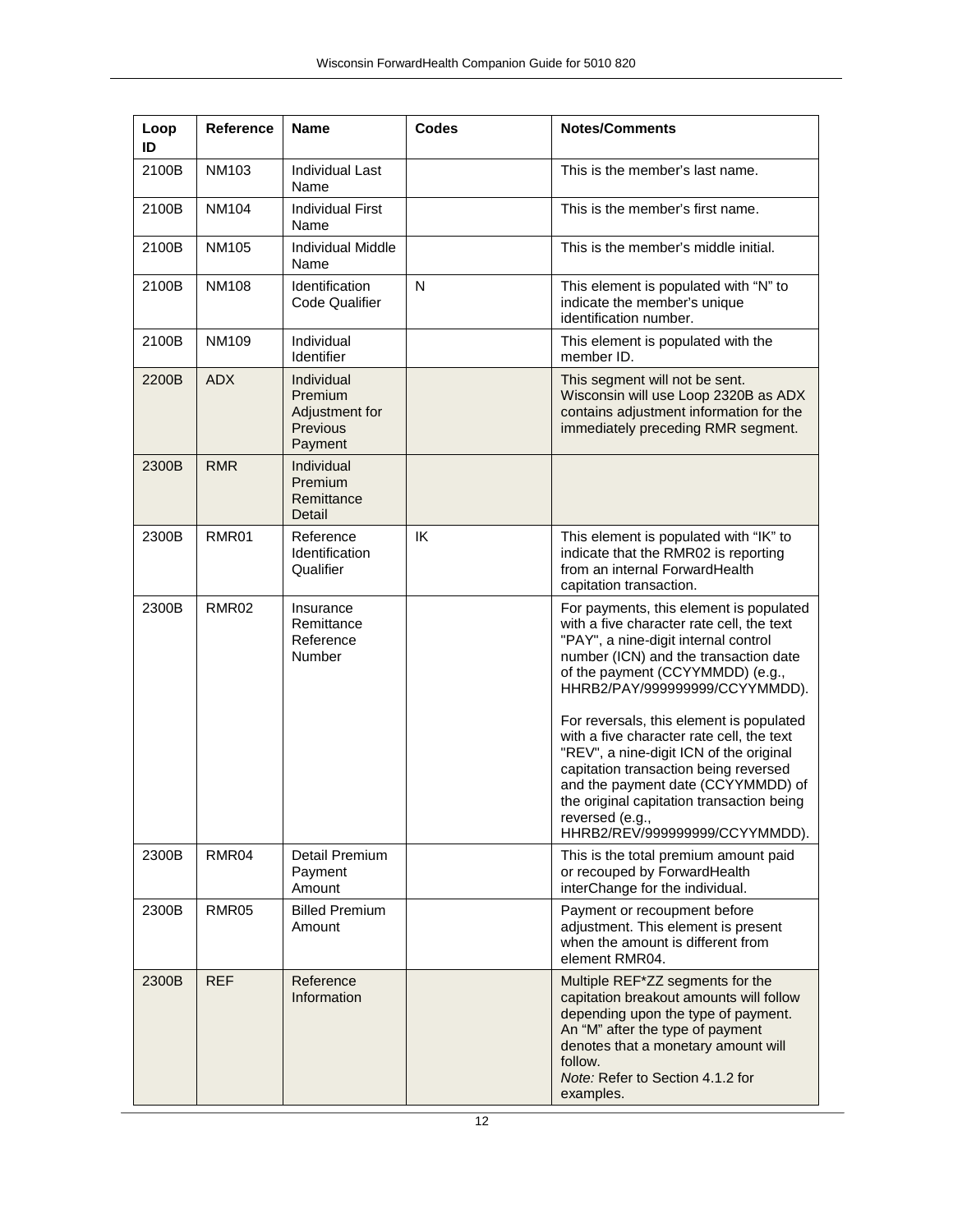| Loop ID | Reference | Name | Codes | Notes/Comments |
|---|---|---|---|---|
| 2100B | NM103 | Individual Last Name | | This is the member's last name. |
| 2100B | NM104 | Individual First Name | | This is the member's first name. |
| 2100B | NM105 | Individual Middle Name | | This is the member's middle initial. |
| 2100B | NM108 | Identification Code Qualifier | N | This element is populated with "N" to indicate the member's unique identification number. |
| 2100B | NM109 | Individual Identifier | | This element is populated with the member ID. |
| 2200B | ADX | Individual Premium Adjustment for Previous Payment | | This segment will not be sent. Wisconsin will use Loop 2320B as ADX contains adjustment information for the immediately preceding RMR segment. |
| 2300B | RMR | Individual Premium Remittance Detail | | |
| 2300B | RMR01 | Reference Identification Qualifier | IK | This element is populated with "IK" to indicate that the RMR02 is reporting from an internal ForwardHealth capitation transaction. |
| 2300B | RMR02 | Insurance Remittance Reference Number | | For payments, this element is populated with a five character rate cell, the text "PAY", a nine-digit internal control number (ICN) and the transaction date of the payment (CCYYMMDD) (e.g., HHRB2/PAY/999999999/CCYYMMDD).<br><br>For reversals, this element is populated with a five character rate cell, the text "REV", a nine-digit ICN of the original capitation transaction being reversed and the payment date (CCYYMMDD) of the original capitation transaction being reversed (e.g., HHRB2/REV/999999999/CCYYMMDD). |
| 2300B | RMR04 | Detail Premium Payment Amount | | This is the total premium amount paid or recouped by ForwardHealth interChange for the individual. |
| 2300B | RMR05 | Billed Premium Amount | | Payment or recoupment before adjustment. This element is present when the amount is different from element RMR04. |
| 2300B | REF | Reference Information | | Multiple REF*ZZ segments for the capitation breakout amounts will follow depending upon the type of payment. An "M" after the type of payment denotes that a monetary amount will follow.<br>*Note:* Refer to Section 4.1.2 for examples. |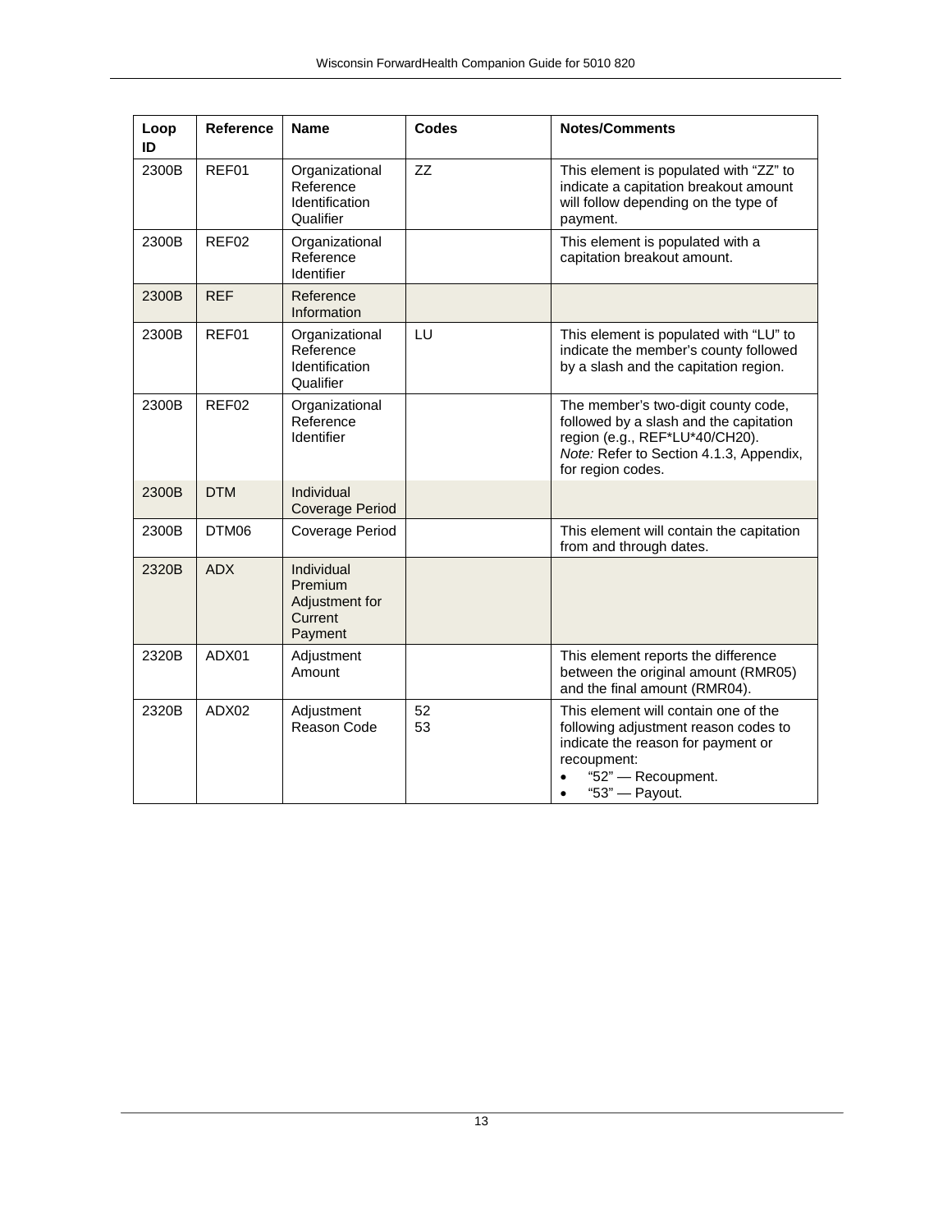| Loop ID | Reference | Name | Codes | Notes/Comments |
|---|---|---|---|---|
| 2300B | REF01 | Organizational Reference Identification Qualifier | ZZ | This element is populated with "ZZ" to indicate a capitation breakout amount will follow depending on the type of payment. |
| 2300B | REF02 | Organizational Reference Identifier | | This element is populated with a capitation breakout amount. |
| 2300B | REF | Reference Information | | |
| 2300B | REF01 | Organizational Reference Identification Qualifier | LU | This element is populated with "LU" to indicate the member's county followed by a slash and the capitation region. |
| 2300B | REF02 | Organizational Reference Identifier | | The member's two-digit county code, followed by a slash and the capitation region (e.g., REF*LU*40/CH20). *Note:* Refer to Section 4.1.3, Appendix, for region codes. |
| 2300B | DTM | Individual Coverage Period | | |
| 2300B | DTM06 | Coverage Period | | This element will contain the capitation from and through dates. |
| 2320B | ADX | Individual Premium Adjustment for Current Payment | | |
| 2320B | ADX01 | Adjustment Amount | | This element reports the difference between the original amount (RMR05) and the final amount (RMR04). |
| 2320B | ADX02 | Adjustment Reason Code | 52<br>53 | This element will contain one of the following adjustment reason codes to indicate the reason for payment or recoupment:<br>• "52" — Recoupment.<br>• "53" — Payout. |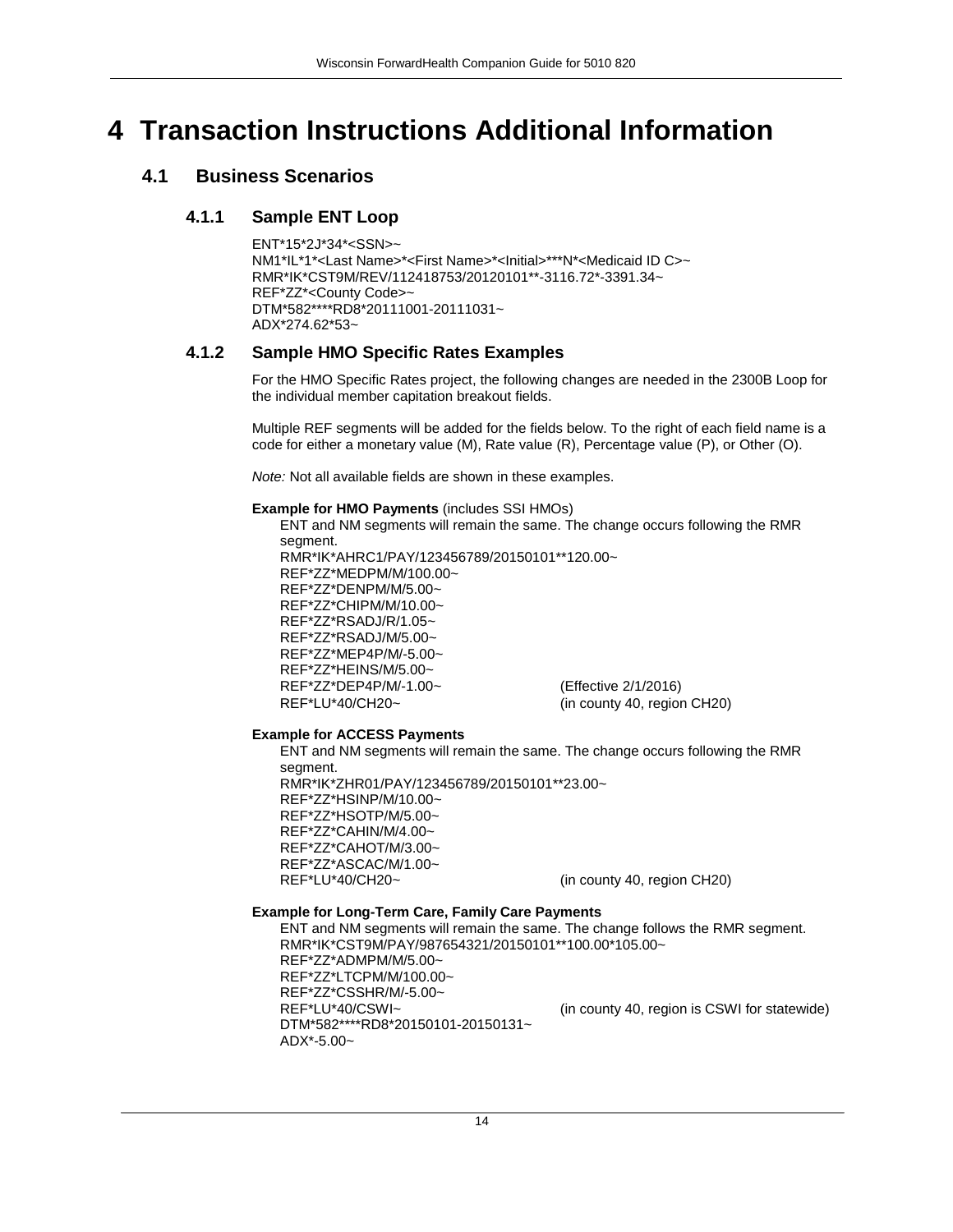# 4 Transaction Instructions Additional Information

## 4.1 Business Scenarios

### 4.1.1 Sample ENT Loop

```
ENT*15*2J*34*<SSN>~
NM1*IL*1*<Last Name>*<First Name>*<Initial>***N*<Medicaid ID C>~
RMR*IK*CST9M/REV/112418753/20120101**-3116.72*-3391.34~
REF*ZZ*<County Code>~
DTM*582****RD8*20111001-20111031~
ADX*274.62*53~
```

### 4.1.2 Sample HMO Specific Rates Examples

For the HMO Specific Rates project, the following changes are needed in the 2300B Loop for the individual member capitation breakout fields.

Multiple REF segments will be added for the fields below. To the right of each field name is a code for either a monetary value (M), Rate value (R), Percentage value (P), or Other (O).

*Note:* Not all available fields are shown in these examples.

**Example for HMO Payments** (includes SSI HMOs)

ENT and NM segments will remain the same. The change occurs following the RMR segment.

```
RMR*IK*AHRC1/PAY/123456789/20150101**120.00~
REF*ZZ*MEDPM/M/100.00~
REF*ZZ*DENPM/M/5.00~
REF*ZZ*CHIPM/M/10.00~
REF*ZZ*RSADJ/R/1.05~
REF*ZZ*RSADJ/M/5.00~
REF*ZZ*MEP4P/M/-5.00~
REF*ZZ*HEINS/M/5.00~
REF*ZZ*DEP4P/M/-1.00~          (Effective 2/1/2016)
REF*LU*40/CH20~                (in county 40, region CH20)
```

**Example for ACCESS Payments**

ENT and NM segments will remain the same. The change occurs following the RMR segment.

```
RMR*IK*ZHR01/PAY/123456789/20150101**23.00~
REF*ZZ*HSINP/M/10.00~
REF*ZZ*HSOTP/M/5.00~
REF*ZZ*CAHIN/M/4.00~
REF*ZZ*CAHOT/M/3.00~
REF*ZZ*ASCAC/M/1.00~
REF*LU*40/CH20~                (in county 40, region CH20)
```

**Example for Long-Term Care, Family Care Payments**

ENT and NM segments will remain the same. The change follows the RMR segment.

```
RMR*IK*CST9M/PAY/987654321/20150101**100.00*105.00~
REF*ZZ*ADMPM/M/5.00~
REF*ZZ*LTCPM/M/100.00~
REF*ZZ*CSSHR/M/-5.00~
REF*LU*40/CSWI~                (in county 40, region is CSWI for statewide)
DTM*582****RD8*20150101-20150131~
ADX*-5.00~
```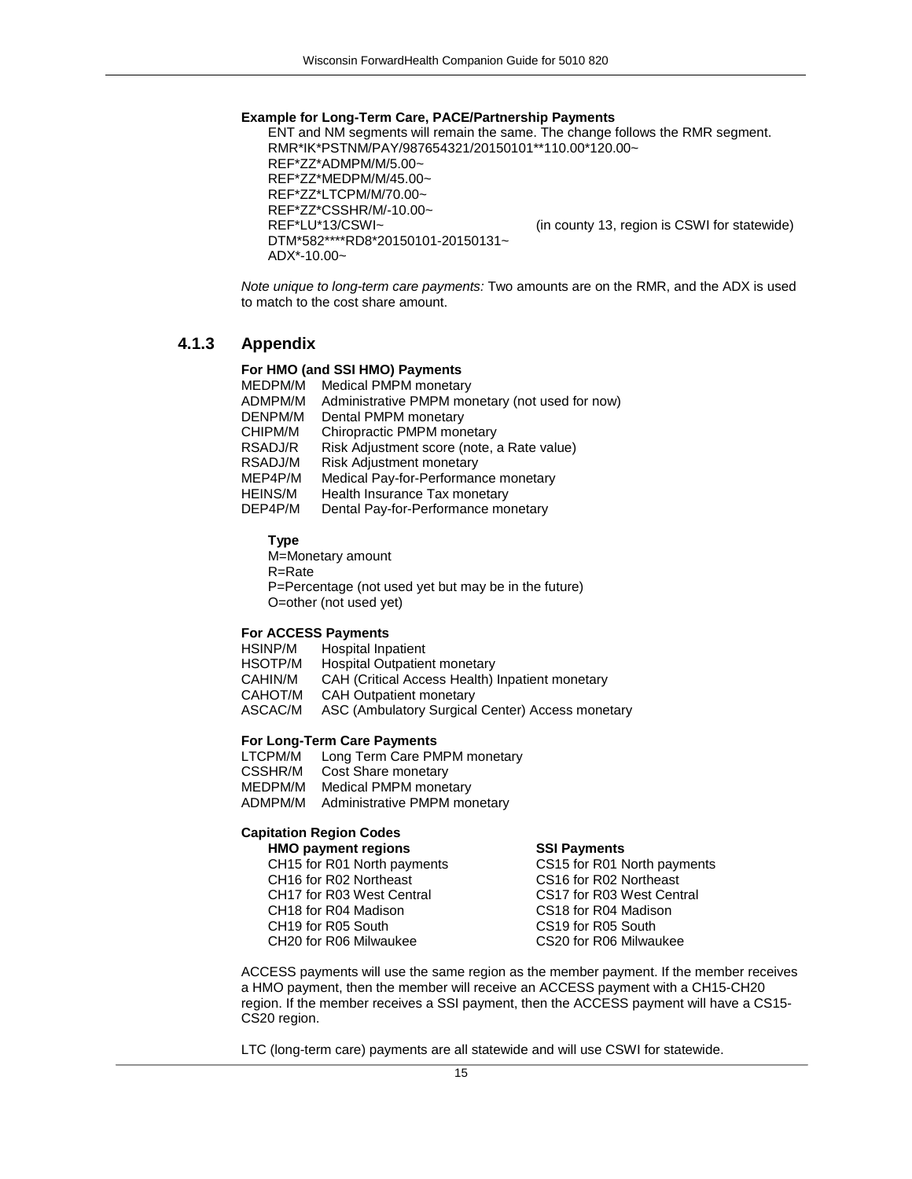**Example for Long-Term Care, PACE/Partnership Payments**

ENT and NM segments will remain the same. The change follows the RMR segment.

```
RMR*IK*PSTNM/PAY/987654321/20150101**110.00*120.00~
REF*ZZ*ADMPM/M/5.00~
REF*ZZ*MEDPM/M/45.00~
REF*ZZ*LTCPM/M/70.00~
REF*ZZ*CSSHR/M/-10.00~
REF*LU*13/CSWI~                    (in county 13, region is CSWI for statewide)
DTM*582****RD8*20150101-20150131~
ADX*-10.00~
```

*Note unique to long-term care payments:* Two amounts are on the RMR, and the ADX is used to match to the cost share amount.

## 4.1.3 Appendix

**For HMO (and SSI HMO) Payments**

| | |
|---|---|
| MEDPM/M | Medical PMPM monetary |
| ADMPM/M | Administrative PMPM monetary (not used for now) |
| DENPM/M | Dental PMPM monetary |
| CHIPM/M | Chiropractic PMPM monetary |
| RSADJ/R | Risk Adjustment score (note, a Rate value) |
| RSADJ/M | Risk Adjustment monetary |
| MEP4P/M | Medical Pay-for-Performance monetary |
| HEINS/M | Health Insurance Tax monetary |
| DEP4P/M | Dental Pay-for-Performance monetary |

**Type**

M=Monetary amount
R=Rate
P=Percentage (not used yet but may be in the future)
O=other (not used yet)

**For ACCESS Payments**

| | |
|---|---|
| HSINP/M | Hospital Inpatient |
| HSOTP/M | Hospital Outpatient monetary |
| CAHIN/M | CAH (Critical Access Health) Inpatient monetary |
| CAHOT/M | CAH Outpatient monetary |
| ASCAC/M | ASC (Ambulatory Surgical Center) Access monetary |

**For Long-Term Care Payments**

| | |
|---|---|
| LTCPM/M | Long Term Care PMPM monetary |
| CSSHR/M | Cost Share monetary |
| MEDPM/M | Medical PMPM monetary |
| ADMPM/M | Administrative PMPM monetary |

**Capitation Region Codes**

| **HMO payment regions** | **SSI Payments** |
|---|---|
| CH15 for R01 North payments | CS15 for R01 North payments |
| CH16 for R02 Northeast | CS16 for R02 Northeast |
| CH17 for R03 West Central | CS17 for R03 West Central |
| CH18 for R04 Madison | CS18 for R04 Madison |
| CH19 for R05 South | CS19 for R05 South |
| CH20 for R06 Milwaukee | CS20 for R06 Milwaukee |

ACCESS payments will use the same region as the member payment. If the member receives a HMO payment, then the member will receive an ACCESS payment with a CH15-CH20 region. If the member receives a SSI payment, then the ACCESS payment will have a CS15-CS20 region.

LTC (long-term care) payments are all statewide and will use CSWI for statewide.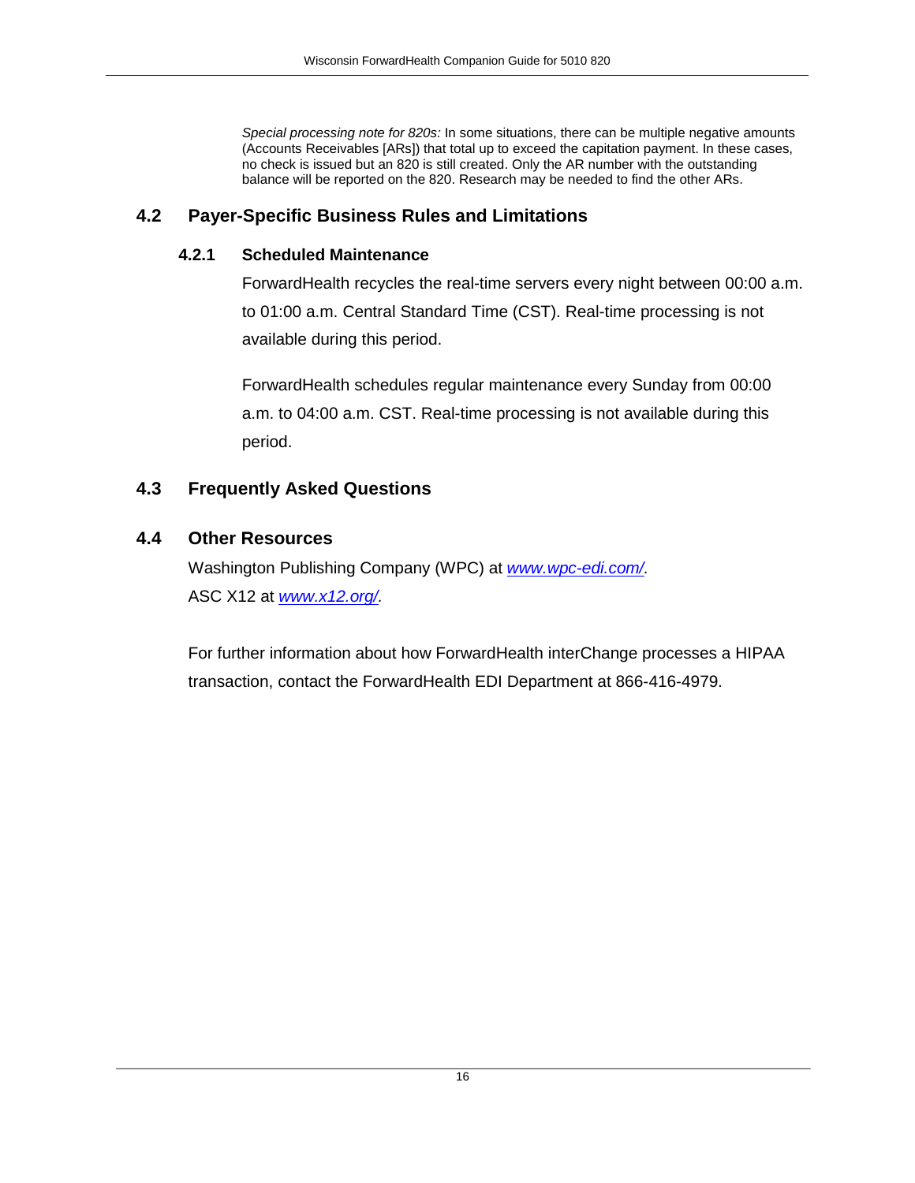*Special processing note for 820s:* In some situations, there can be multiple negative amounts (Accounts Receivables [ARs]) that total up to exceed the capitation payment. In these cases, no check is issued but an 820 is still created. Only the AR number with the outstanding balance will be reported on the 820. Research may be needed to find the other ARs.

## 4.2 Payer-Specific Business Rules and Limitations

### 4.2.1 Scheduled Maintenance

ForwardHealth recycles the real-time servers every night between 00:00 a.m. to 01:00 a.m. Central Standard Time (CST). Real-time processing is not available during this period.

ForwardHealth schedules regular maintenance every Sunday from 00:00 a.m. to 04:00 a.m. CST. Real-time processing is not available during this period.

## 4.3 Frequently Asked Questions

## 4.4 Other Resources

Washington Publishing Company (WPC) at [www.wpc-edi.com/](http://www.wpc-edi.com/).
ASC X12 at [www.x12.org/](http://www.x12.org/).

For further information about how ForwardHealth interChange processes a HIPAA transaction, contact the ForwardHealth EDI Department at 866-416-4979.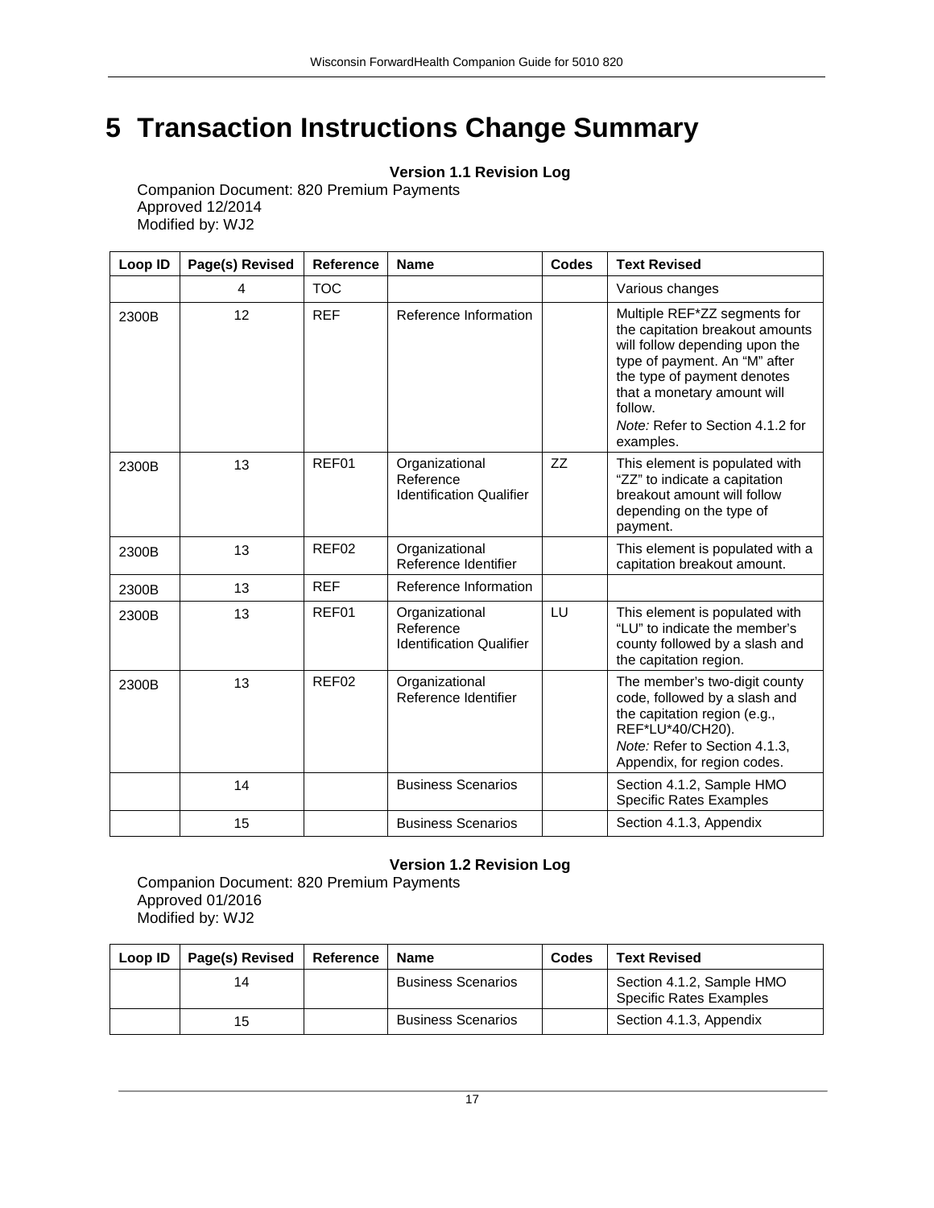# 5 Transaction Instructions Change Summary

**Version 1.1 Revision Log**

Companion Document: 820 Premium Payments
Approved 12/2014
Modified by: WJ2

| Loop ID | Page(s) Revised | Reference | Name | Codes | Text Revised |
|---|---|---|---|---|---|
| | 4 | TOC | | | Various changes |
| 2300B | 12 | REF | Reference Information | | Multiple REF*ZZ segments for the capitation breakout amounts will follow depending upon the type of payment. An “M” after the type of payment denotes that a monetary amount will follow. *Note:* Refer to Section 4.1.2 for examples. |
| 2300B | 13 | REF01 | Organizational Reference Identification Qualifier | ZZ | This element is populated with “ZZ” to indicate a capitation breakout amount will follow depending on the type of payment. |
| 2300B | 13 | REF02 | Organizational Reference Identifier | | This element is populated with a capitation breakout amount. |
| 2300B | 13 | REF | Reference Information | | |
| 2300B | 13 | REF01 | Organizational Reference Identification Qualifier | LU | This element is populated with “LU” to indicate the member’s county followed by a slash and the capitation region. |
| 2300B | 13 | REF02 | Organizational Reference Identifier | | The member’s two-digit county code, followed by a slash and the capitation region (e.g., REF*LU*40/CH20). *Note:* Refer to Section 4.1.3, Appendix, for region codes. |
| | 14 | | Business Scenarios | | Section 4.1.2, Sample HMO Specific Rates Examples |
| | 15 | | Business Scenarios | | Section 4.1.3, Appendix |

**Version 1.2 Revision Log**

Companion Document: 820 Premium Payments
Approved 01/2016
Modified by: WJ2

| Loop ID | Page(s) Revised | Reference | Name | Codes | Text Revised |
|---|---|---|---|---|---|
| | 14 | | Business Scenarios | | Section 4.1.2, Sample HMO Specific Rates Examples |
| | 15 | | Business Scenarios | | Section 4.1.3, Appendix |